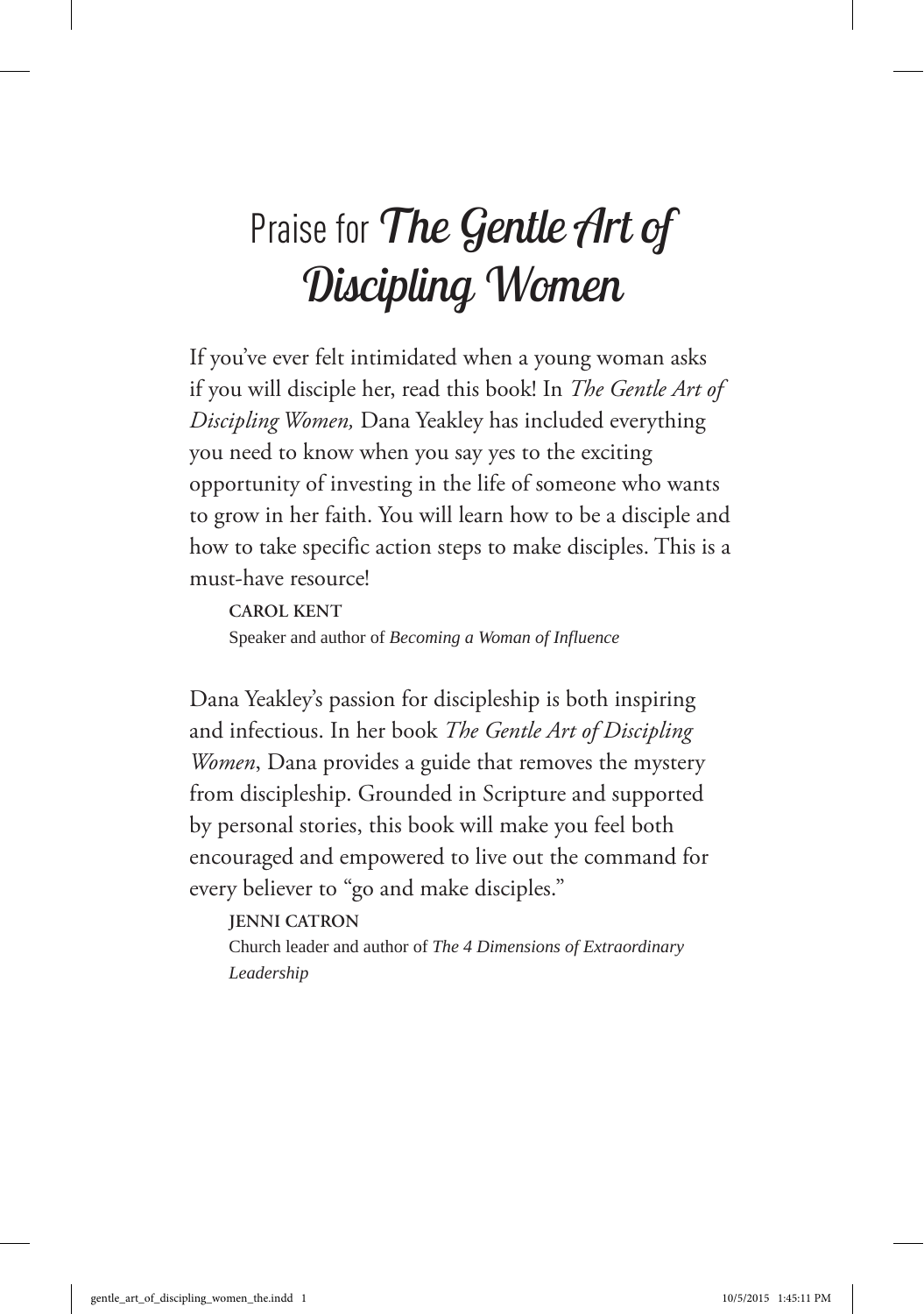# Praise for *The Gentle Art of Discipling Women*

If you've ever felt intimidated when a young woman asks if you will disciple her, read this book! In *The Gentle Art of Discipling Women,* Dana Yeakley has included everything you need to know when you say yes to the exciting opportunity of investing in the life of someone who wants to grow in her faith. You will learn how to be a disciple and how to take specific action steps to make disciples. This is a must-have resource!

**CAROL KENT**
Speaker and author of *Becoming a Woman of Influence*

Dana Yeakley's passion for discipleship is both inspiring and infectious. In her book *The Gentle Art of Discipling Women*, Dana provides a guide that removes the mystery from discipleship. Grounded in Scripture and supported by personal stories, this book will make you feel both encouraged and empowered to live out the command for every believer to "go and make disciples."

**JENNI CATRON**
Church leader and author of *The 4 Dimensions of Extraordinary Leadership*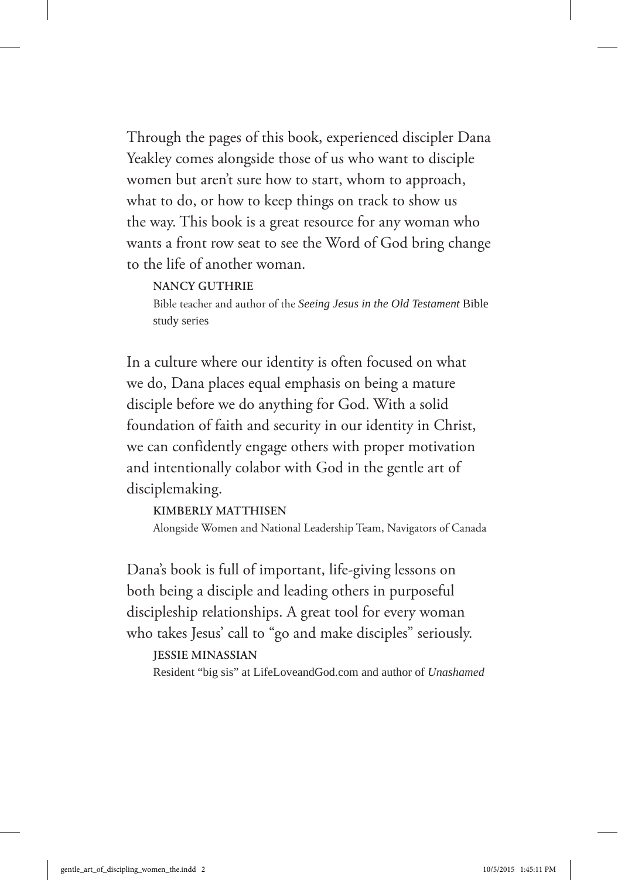Through the pages of this book, experienced discipler Dana Yeakley comes alongside those of us who want to disciple women but aren't sure how to start, whom to approach, what to do, or how to keep things on track to show us the way. This book is a great resource for any woman who wants a front row seat to see the Word of God bring change to the life of another woman.

**NANCY GUTHRIE**
Bible teacher and author of the *Seeing Jesus in the Old Testament* Bible study series

In a culture where our identity is often focused on what we do, Dana places equal emphasis on being a mature disciple before we do anything for God. With a solid foundation of faith and security in our identity in Christ, we can confidently engage others with proper motivation and intentionally colabor with God in the gentle art of disciplemaking.

**KIMBERLY MATTHISEN**
Alongside Women and National Leadership Team, Navigators of Canada

Dana's book is full of important, life-giving lessons on both being a disciple and leading others in purposeful discipleship relationships. A great tool for every woman who takes Jesus' call to "go and make disciples" seriously.

**JESSIE MINASSIAN**
Resident "big sis" at LifeLoveandGod.com and author of *Unashamed*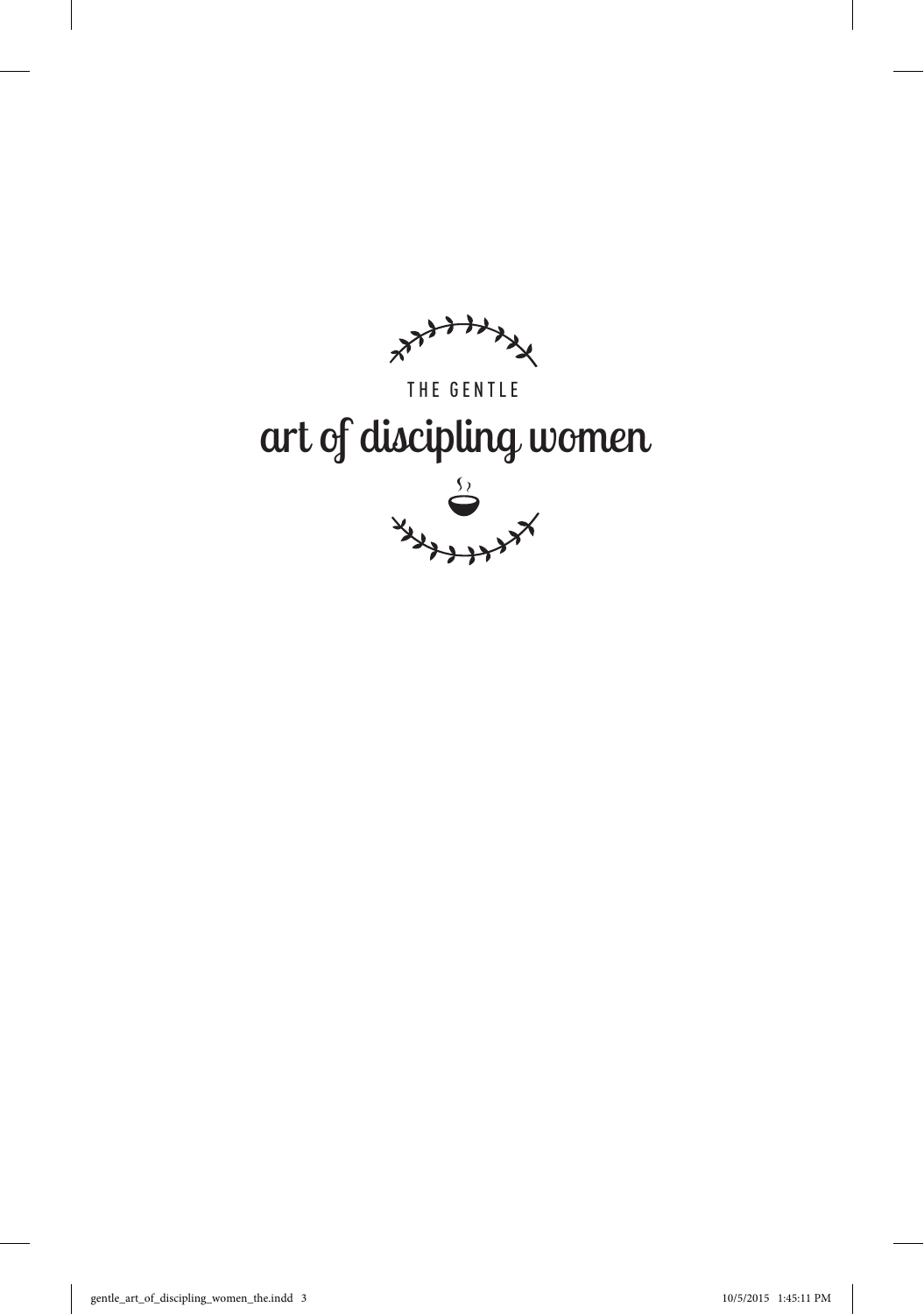THE GENTLE

# art of discipling women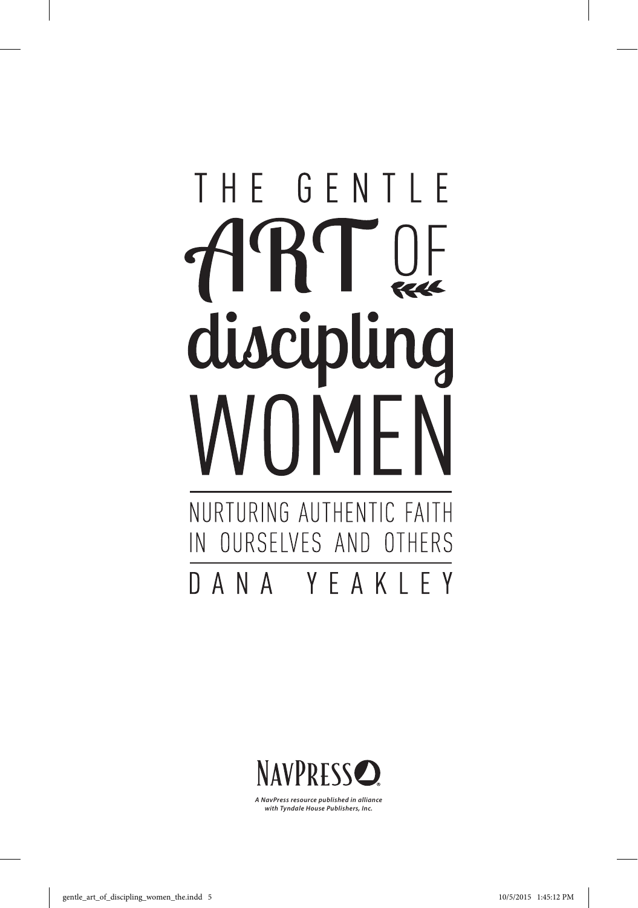# THE GENTLE ART OF discipling WOMEN

## NURTURING AUTHENTIC FAITH IN OURSELVES AND OTHERS

DANA YEAKLEY

NAVPRESS

*A NavPress resource published in alliance with Tyndale House Publishers, Inc.*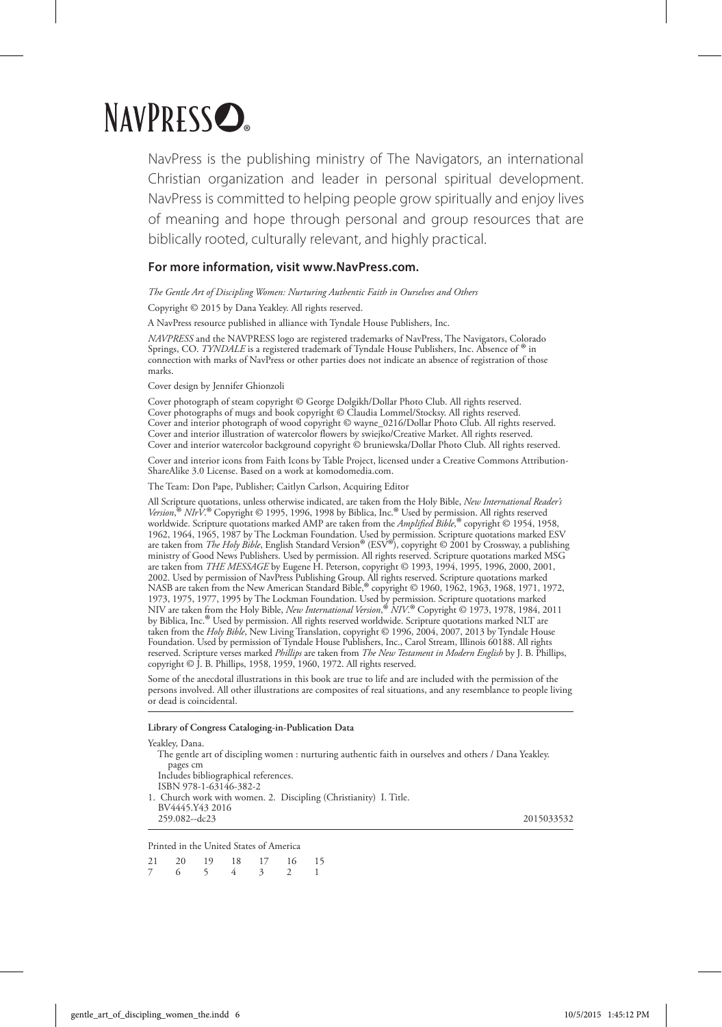# NAVPRESS

NavPress is the publishing ministry of The Navigators, an international Christian organization and leader in personal spiritual development. NavPress is committed to helping people grow spiritually and enjoy lives of meaning and hope through personal and group resources that are biblically rooted, culturally relevant, and highly practical.

**For more information, visit www.NavPress.com.**

*The Gentle Art of Discipling Women: Nurturing Authentic Faith in Ourselves and Others*

Copyright © 2015 by Dana Yeakley. All rights reserved.

A NavPress resource published in alliance with Tyndale House Publishers, Inc.

*NAVPRESS* and the NAVPRESS logo are registered trademarks of NavPress, The Navigators, Colorado Springs, CO. *TYNDALE* is a registered trademark of Tyndale House Publishers, Inc. Absence of ® in connection with marks of NavPress or other parties does not indicate an absence of registration of those marks.

Cover design by Jennifer Ghionzoli

Cover photograph of steam copyright © George Dolgikh/Dollar Photo Club. All rights reserved.
Cover photographs of mugs and book copyright © Claudia Lommel/Stocksy. All rights reserved.
Cover and interior photograph of wood copyright © wayne_0216/Dollar Photo Club. All rights reserved.
Cover and interior illustration of watercolor flowers by swiejko/Creative Market. All rights reserved.
Cover and interior watercolor background copyright © bruniewska/Dollar Photo Club. All rights reserved.

Cover and interior icons from Faith Icons by Table Project, licensed under a Creative Commons Attribution-ShareAlike 3.0 License. Based on a work at komodomedia.com.

The Team: Don Pape, Publisher; Caitlyn Carlson, Acquiring Editor

All Scripture quotations, unless otherwise indicated, are taken from the Holy Bible, *New International Reader's Version*,® *NIrV*.® Copyright © 1995, 1996, 1998 by Biblica, Inc.® Used by permission. All rights reserved worldwide. Scripture quotations marked AMP are taken from the *Amplified Bible*,® copyright © 1954, 1958, 1962, 1964, 1965, 1987 by The Lockman Foundation. Used by permission. Scripture quotations marked ESV are taken from *The Holy Bible*, English Standard Version® (ESV®), copyright © 2001 by Crossway, a publishing ministry of Good News Publishers. Used by permission. All rights reserved. Scripture quotations marked MSG are taken from *THE MESSAGE* by Eugene H. Peterson, copyright © 1993, 1994, 1995, 1996, 2000, 2001, 2002. Used by permission of NavPress Publishing Group. All rights reserved. Scripture quotations marked NASB are taken from the New American Standard Bible,® copyright © 1960, 1962, 1963, 1968, 1971, 1972, 1973, 1975, 1977, 1995 by The Lockman Foundation. Used by permission. Scripture quotations marked NIV are taken from the Holy Bible, *New International Version*,® *NIV*.® Copyright © 1973, 1978, 1984, 2011 by Biblica, Inc.® Used by permission. All rights reserved worldwide. Scripture quotations marked NLT are taken from the *Holy Bible*, New Living Translation, copyright © 1996, 2004, 2007, 2013 by Tyndale House Foundation. Used by permission of Tyndale House Publishers, Inc., Carol Stream, Illinois 60188. All rights reserved. Scripture verses marked *Phillips* are taken from *The New Testament in Modern English* by J. B. Phillips, copyright © J. B. Phillips, 1958, 1959, 1960, 1972. All rights reserved.

Some of the anecdotal illustrations in this book are true to life and are included with the permission of the persons involved. All other illustrations are composites of real situations, and any resemblance to people living or dead is coincidental.

---

**Library of Congress Cataloging-in-Publication Data**

Yeakley, Dana.
The gentle art of discipling women : nurturing authentic faith in ourselves and others / Dana Yeakley.
pages cm
Includes bibliographical references.
ISBN 978-1-63146-382-2
1. Church work with women. 2. Discipling (Christianity) I. Title.
BV4445.Y43 2016
259.082--dc23 2015033532

---

Printed in the United States of America

21 20 19 18 17 16 15
7 6 5 4 3 2 1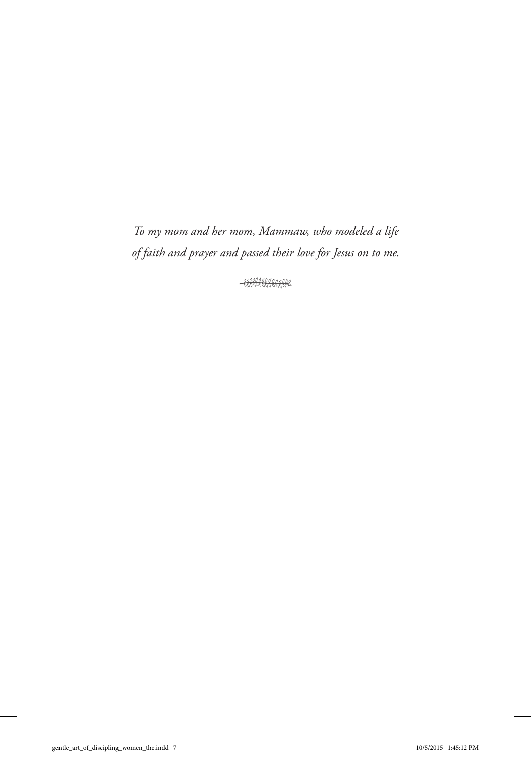*To my mom and her mom, Mammaw, who modeled a life of faith and prayer and passed their love for Jesus on to me.*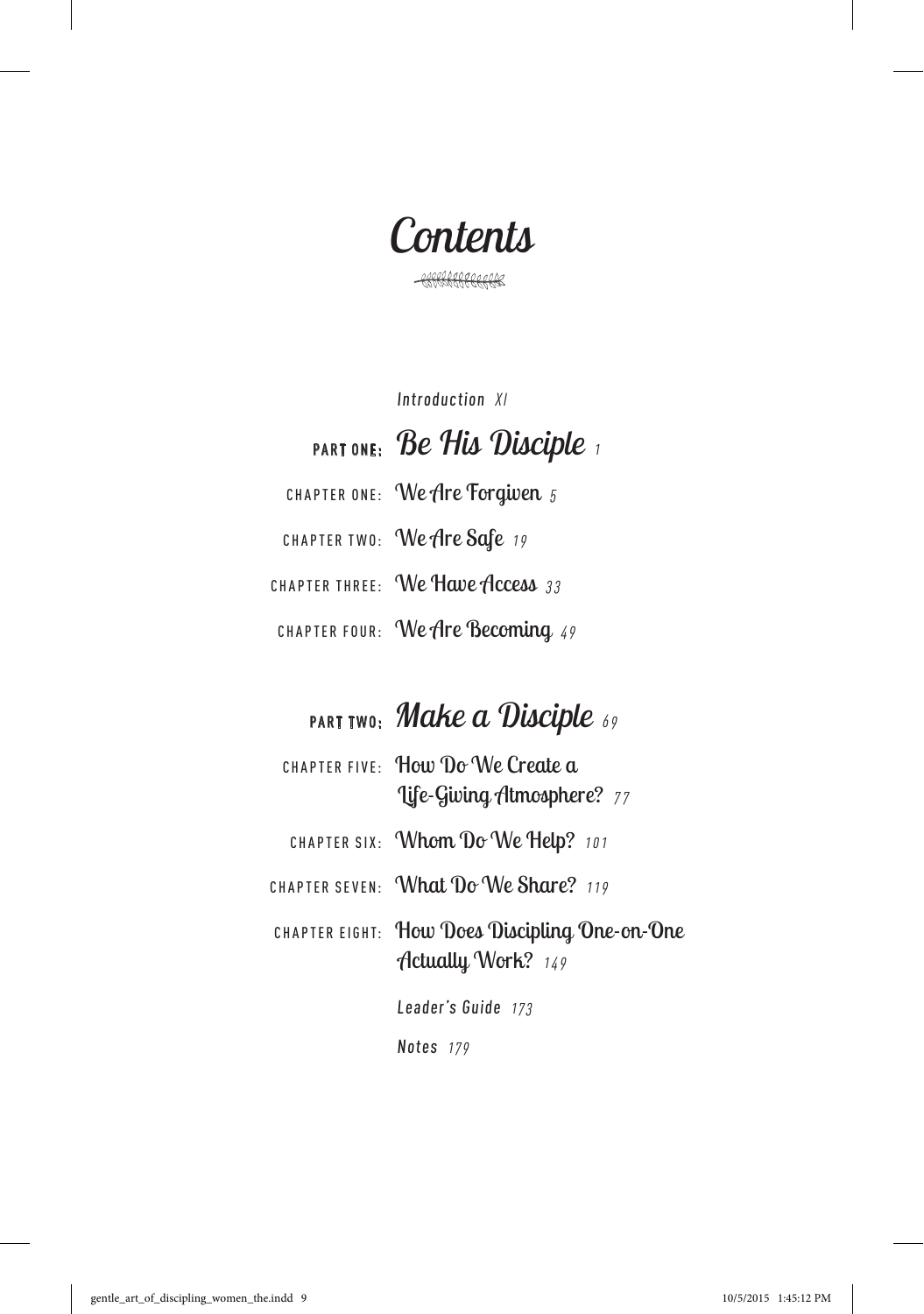# Contents

*Introduction* XI

## PART ONE: Be His Disciple 1

CHAPTER ONE: We Are Forgiven 5

CHAPTER TWO: We Are Safe 19

CHAPTER THREE: We Have Access 33

CHAPTER FOUR: We Are Becoming 49

## PART TWO: Make a Disciple 69

CHAPTER FIVE: How Do We Create a Life-Giving Atmosphere? 77

CHAPTER SIX: Whom Do We Help? 101

CHAPTER SEVEN: What Do We Share? 119

CHAPTER EIGHT: How Does Discipling One-on-One Actually Work? 149

*Leader's Guide* 173

*Notes* 179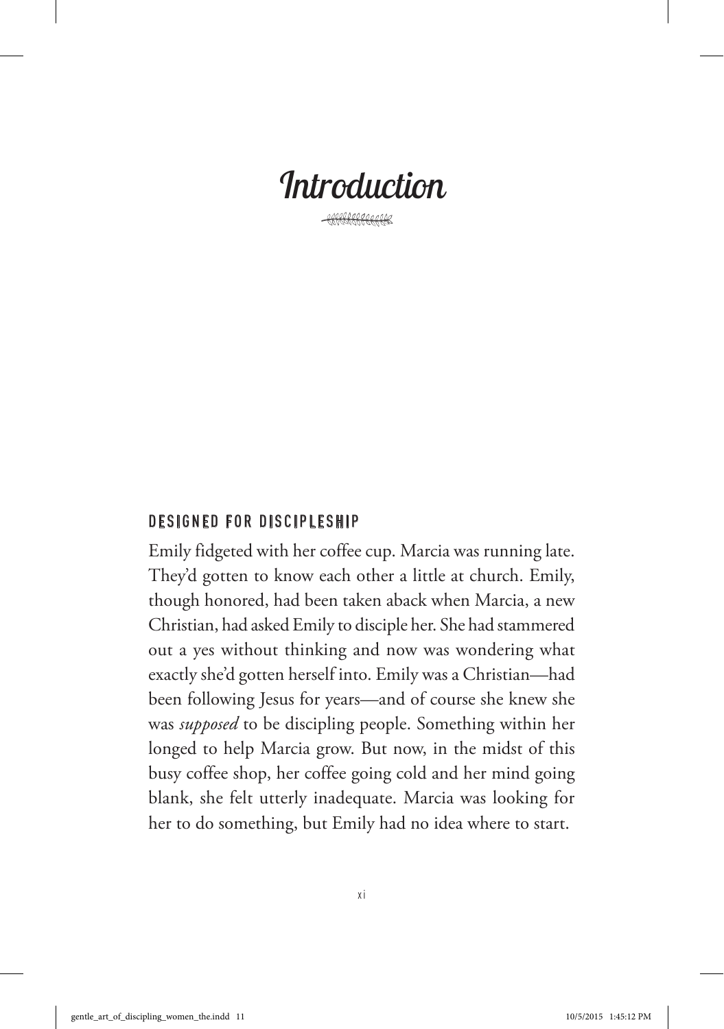# Introduction

## DESIGNED FOR DISCIPLESHIP

Emily fidgeted with her coffee cup. Marcia was running late. They'd gotten to know each other a little at church. Emily, though honored, had been taken aback when Marcia, a new Christian, had asked Emily to disciple her. She had stammered out a yes without thinking and now was wondering what exactly she'd gotten herself into. Emily was a Christian—had been following Jesus for years—and of course she knew she was *supposed* to be discipling people. Something within her longed to help Marcia grow. But now, in the midst of this busy coffee shop, her coffee going cold and her mind going blank, she felt utterly inadequate. Marcia was looking for her to do something, but Emily had no idea where to start.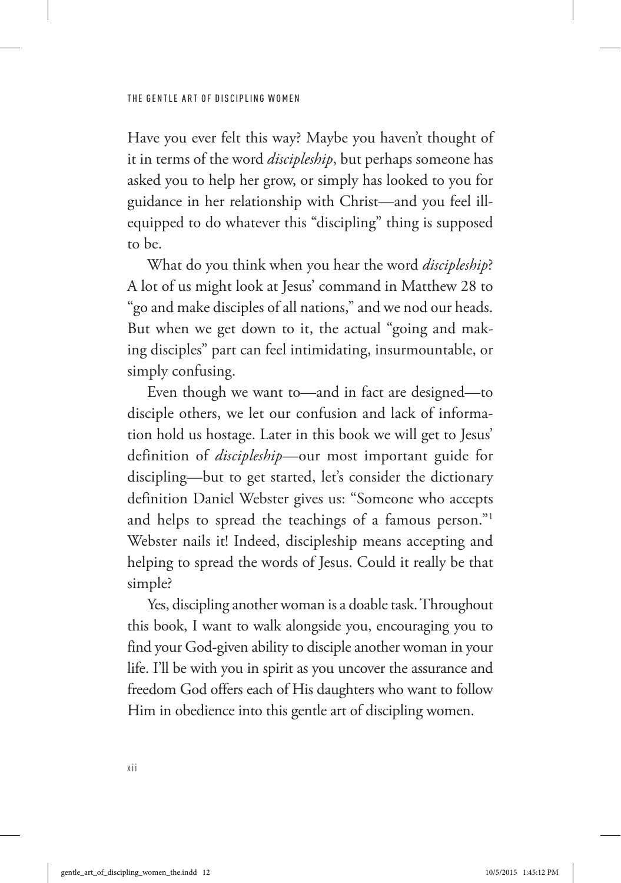Have you ever felt this way? Maybe you haven't thought of it in terms of the word *discipleship*, but perhaps someone has asked you to help her grow, or simply has looked to you for guidance in her relationship with Christ—and you feel ill-equipped to do whatever this "discipling" thing is supposed to be.

What do you think when you hear the word *discipleship*? A lot of us might look at Jesus' command in Matthew 28 to "go and make disciples of all nations," and we nod our heads. But when we get down to it, the actual "going and making disciples" part can feel intimidating, insurmountable, or simply confusing.

Even though we want to—and in fact are designed—to disciple others, we let our confusion and lack of information hold us hostage. Later in this book we will get to Jesus' definition of *discipleship*—our most important guide for discipling—but to get started, let's consider the dictionary definition Daniel Webster gives us: "Someone who accepts and helps to spread the teachings of a famous person."[1] Webster nails it! Indeed, discipleship means accepting and helping to spread the words of Jesus. Could it really be that simple?

Yes, discipling another woman is a doable task. Throughout this book, I want to walk alongside you, encouraging you to find your God-given ability to disciple another woman in your life. I'll be with you in spirit as you uncover the assurance and freedom God offers each of His daughters who want to follow Him in obedience into this gentle art of discipling women.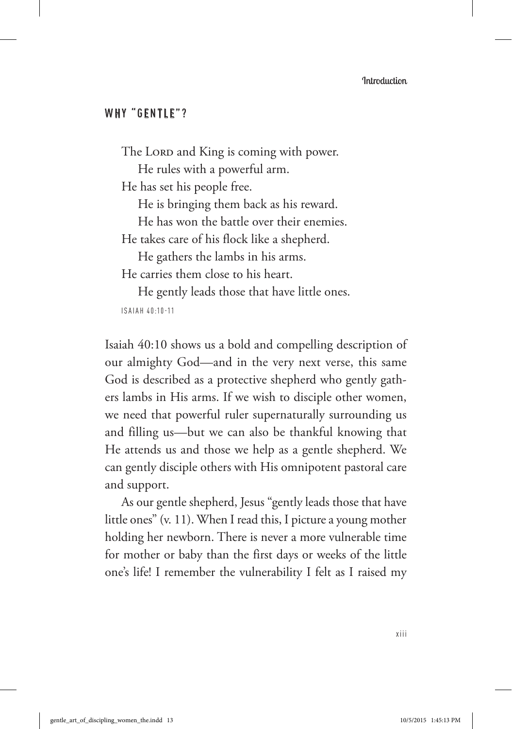## WHY "GENTLE"?

> The LORD and King is coming with power.
> He rules with a powerful arm.
> He has set his people free.
> He is bringing them back as his reward.
> He has won the battle over their enemies.
> He takes care of his flock like a shepherd.
> He gathers the lambs in his arms.
> He carries them close to his heart.
> He gently leads those that have little ones.
>
> ISAIAH 40:10-11

Isaiah 40:10 shows us a bold and compelling description of our almighty God—and in the very next verse, this same God is described as a protective shepherd who gently gathers lambs in His arms. If we wish to disciple other women, we need that powerful ruler supernaturally surrounding us and filling us—but we can also be thankful knowing that He attends us and those we help as a gentle shepherd. We can gently disciple others with His omnipotent pastoral care and support.

As our gentle shepherd, Jesus "gently leads those that have little ones" (v. 11). When I read this, I picture a young mother holding her newborn. There is never a more vulnerable time for mother or baby than the first days or weeks of the little one's life! I remember the vulnerability I felt as I raised my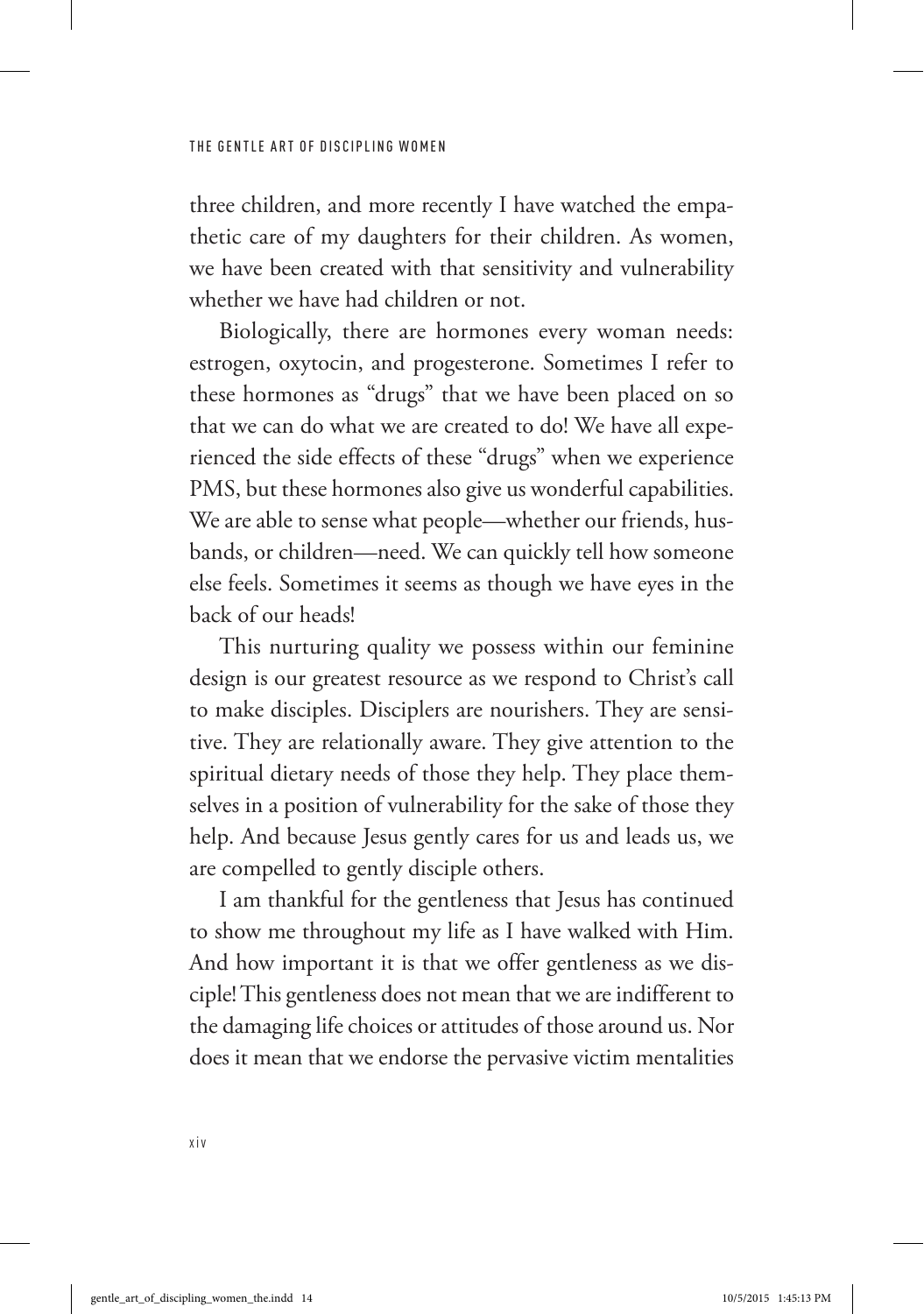three children, and more recently I have watched the empathetic care of my daughters for their children. As women, we have been created with that sensitivity and vulnerability whether we have had children or not.

Biologically, there are hormones every woman needs: estrogen, oxytocin, and progesterone. Sometimes I refer to these hormones as "drugs" that we have been placed on so that we can do what we are created to do! We have all experienced the side effects of these "drugs" when we experience PMS, but these hormones also give us wonderful capabilities. We are able to sense what people—whether our friends, husbands, or children—need. We can quickly tell how someone else feels. Sometimes it seems as though we have eyes in the back of our heads!

This nurturing quality we possess within our feminine design is our greatest resource as we respond to Christ's call to make disciples. Disciplers are nourishers. They are sensitive. They are relationally aware. They give attention to the spiritual dietary needs of those they help. They place themselves in a position of vulnerability for the sake of those they help. And because Jesus gently cares for us and leads us, we are compelled to gently disciple others.

I am thankful for the gentleness that Jesus has continued to show me throughout my life as I have walked with Him. And how important it is that we offer gentleness as we disciple! This gentleness does not mean that we are indifferent to the damaging life choices or attitudes of those around us. Nor does it mean that we endorse the pervasive victim mentalities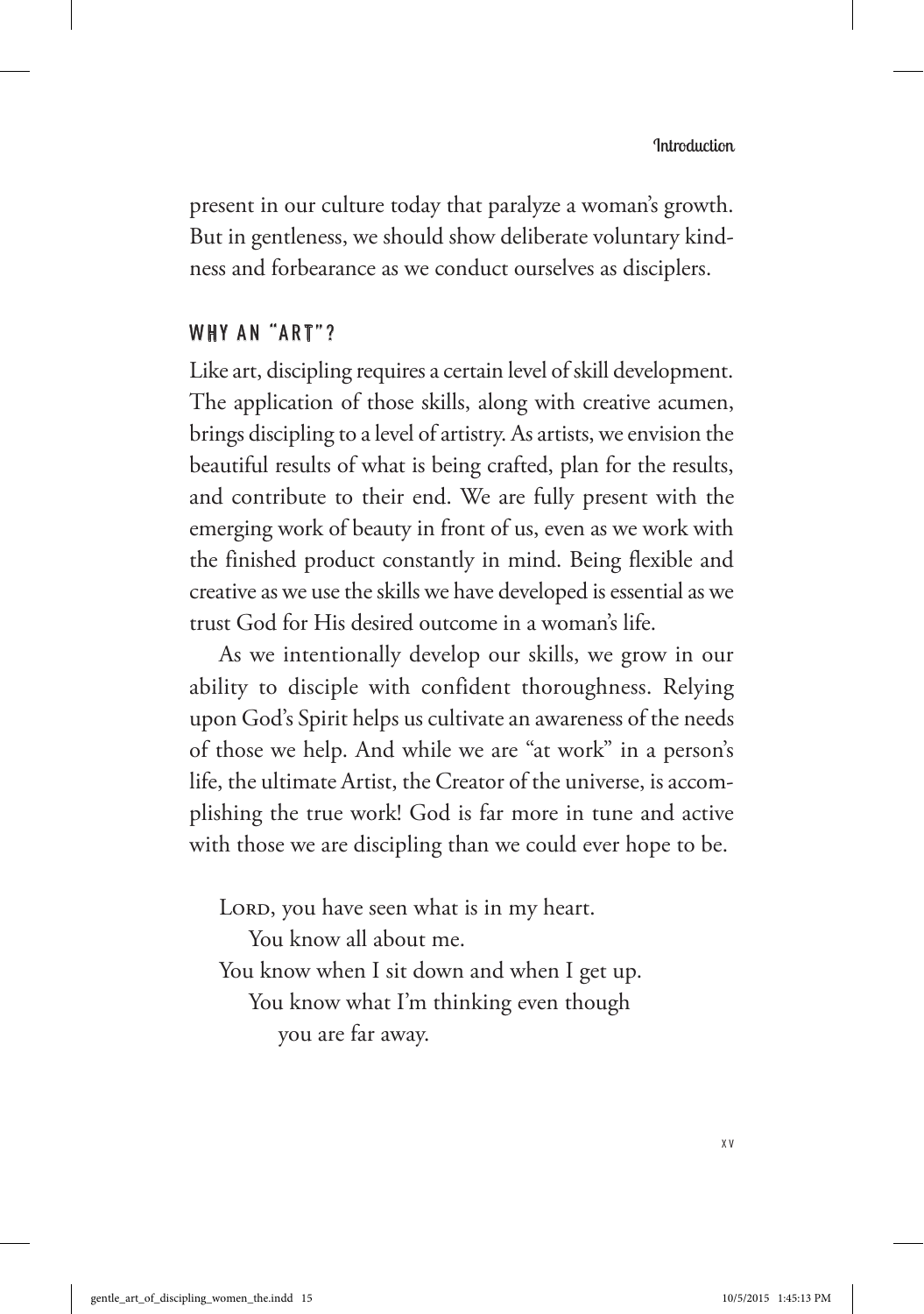present in our culture today that paralyze a woman's growth. But in gentleness, we should show deliberate voluntary kindness and forbearance as we conduct ourselves as disciplers.

## WHY AN "ART"?

Like art, discipling requires a certain level of skill development. The application of those skills, along with creative acumen, brings discipling to a level of artistry. As artists, we envision the beautiful results of what is being crafted, plan for the results, and contribute to their end. We are fully present with the emerging work of beauty in front of us, even as we work with the finished product constantly in mind. Being flexible and creative as we use the skills we have developed is essential as we trust God for His desired outcome in a woman's life.

As we intentionally develop our skills, we grow in our ability to disciple with confident thoroughness. Relying upon God's Spirit helps us cultivate an awareness of the needs of those we help. And while we are "at work" in a person's life, the ultimate Artist, the Creator of the universe, is accomplishing the true work! God is far more in tune and active with those we are discipling than we could ever hope to be.

> Lord, you have seen what is in my heart.
> You know all about me.
> You know when I sit down and when I get up.
> You know what I'm thinking even though
> you are far away.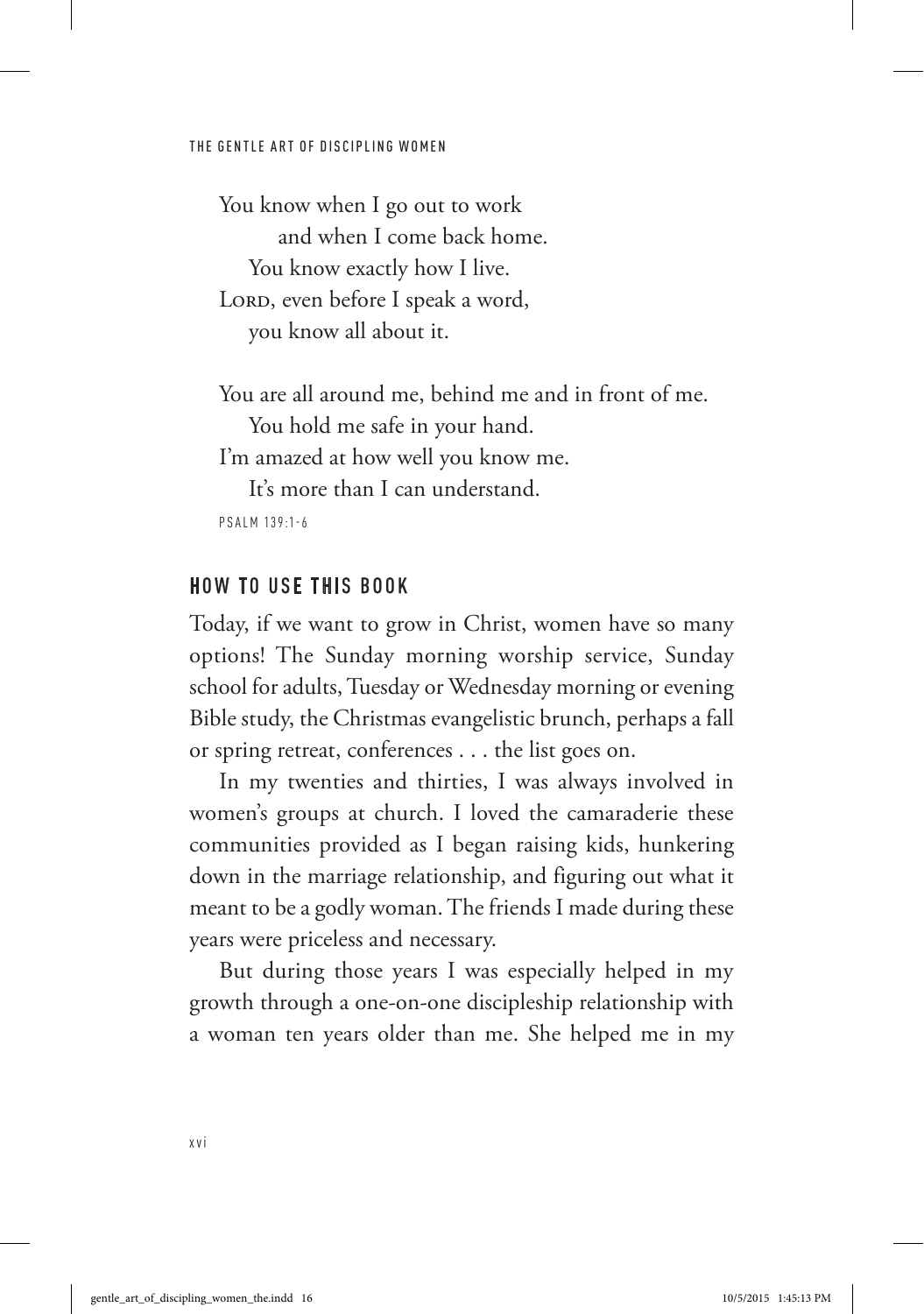You know when I go out to work
and when I come back home.
You know exactly how I live.
Lord, even before I speak a word,
you know all about it.

You are all around me, behind me and in front of me.
You hold me safe in your hand.
I'm amazed at how well you know me.
It's more than I can understand.

PSALM 139:1-6

## HOW TO USE THIS BOOK

Today, if we want to grow in Christ, women have so many options! The Sunday morning worship service, Sunday school for adults, Tuesday or Wednesday morning or evening Bible study, the Christmas evangelistic brunch, perhaps a fall or spring retreat, conferences . . . the list goes on.

In my twenties and thirties, I was always involved in women's groups at church. I loved the camaraderie these communities provided as I began raising kids, hunkering down in the marriage relationship, and figuring out what it meant to be a godly woman. The friends I made during these years were priceless and necessary.

But during those years I was especially helped in my growth through a one-on-one discipleship relationship with a woman ten years older than me. She helped me in my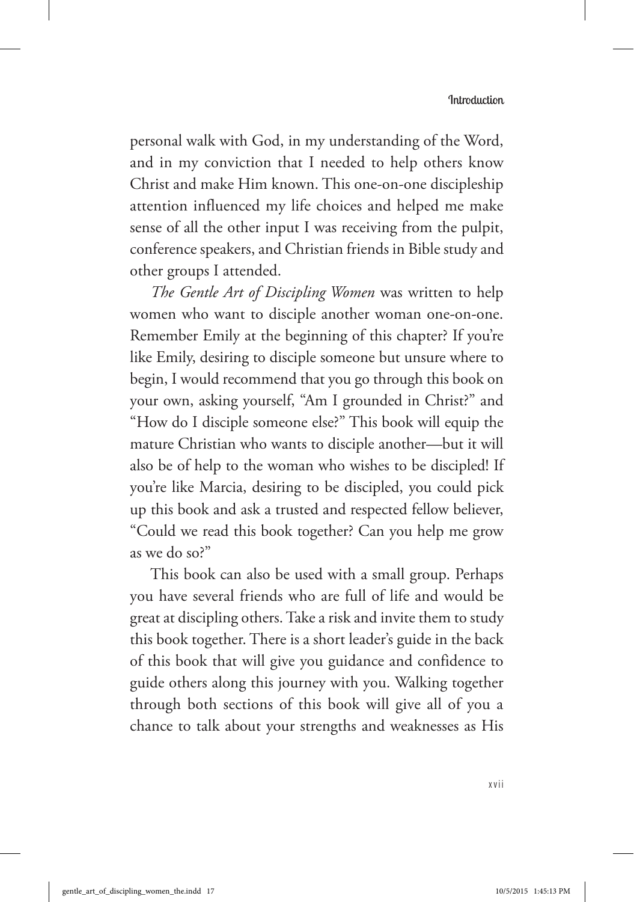personal walk with God, in my understanding of the Word, and in my conviction that I needed to help others know Christ and make Him known. This one-on-one discipleship attention influenced my life choices and helped me make sense of all the other input I was receiving from the pulpit, conference speakers, and Christian friends in Bible study and other groups I attended.

*The Gentle Art of Discipling Women* was written to help women who want to disciple another woman one-on-one. Remember Emily at the beginning of this chapter? If you're like Emily, desiring to disciple someone but unsure where to begin, I would recommend that you go through this book on your own, asking yourself, "Am I grounded in Christ?" and "How do I disciple someone else?" This book will equip the mature Christian who wants to disciple another—but it will also be of help to the woman who wishes to be discipled! If you're like Marcia, desiring to be discipled, you could pick up this book and ask a trusted and respected fellow believer, "Could we read this book together? Can you help me grow as we do so?"

This book can also be used with a small group. Perhaps you have several friends who are full of life and would be great at discipling others. Take a risk and invite them to study this book together. There is a short leader's guide in the back of this book that will give you guidance and confidence to guide others along this journey with you. Walking together through both sections of this book will give all of you a chance to talk about your strengths and weaknesses as His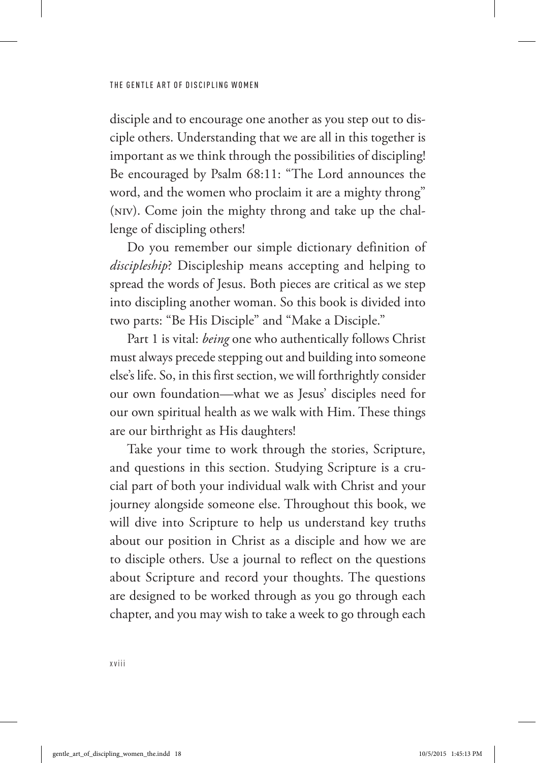disciple and to encourage one another as you step out to disciple others. Understanding that we are all in this together is important as we think through the possibilities of discipling! Be encouraged by Psalm 68:11: "The Lord announces the word, and the women who proclaim it are a mighty throng" (NIV). Come join the mighty throng and take up the challenge of discipling others!

Do you remember our simple dictionary definition of *discipleship*? Discipleship means accepting and helping to spread the words of Jesus. Both pieces are critical as we step into discipling another woman. So this book is divided into two parts: "Be His Disciple" and "Make a Disciple."

Part 1 is vital: *being* one who authentically follows Christ must always precede stepping out and building into someone else's life. So, in this first section, we will forthrightly consider our own foundation—what we as Jesus' disciples need for our own spiritual health as we walk with Him. These things are our birthright as His daughters!

Take your time to work through the stories, Scripture, and questions in this section. Studying Scripture is a crucial part of both your individual walk with Christ and your journey alongside someone else. Throughout this book, we will dive into Scripture to help us understand key truths about our position in Christ as a disciple and how we are to disciple others. Use a journal to reflect on the questions about Scripture and record your thoughts. The questions are designed to be worked through as you go through each chapter, and you may wish to take a week to go through each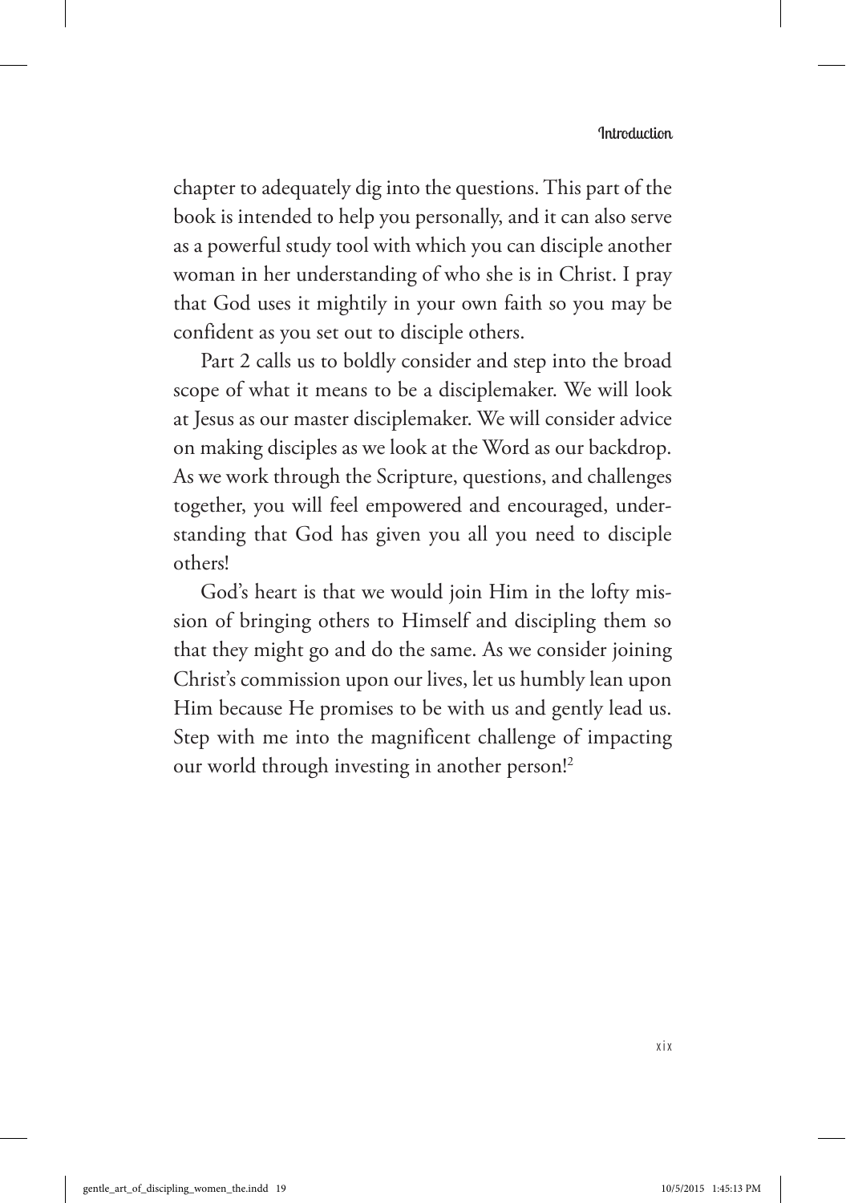chapter to adequately dig into the questions. This part of the book is intended to help you personally, and it can also serve as a powerful study tool with which you can disciple another woman in her understanding of who she is in Christ. I pray that God uses it mightily in your own faith so you may be confident as you set out to disciple others.

Part 2 calls us to boldly consider and step into the broad scope of what it means to be a disciplemaker. We will look at Jesus as our master disciplemaker. We will consider advice on making disciples as we look at the Word as our backdrop. As we work through the Scripture, questions, and challenges together, you will feel empowered and encouraged, understanding that God has given you all you need to disciple others!

God's heart is that we would join Him in the lofty mission of bringing others to Himself and discipling them so that they might go and do the same. As we consider joining Christ's commission upon our lives, let us humbly lean upon Him because He promises to be with us and gently lead us. Step with me into the magnificent challenge of impacting our world through investing in another person![2]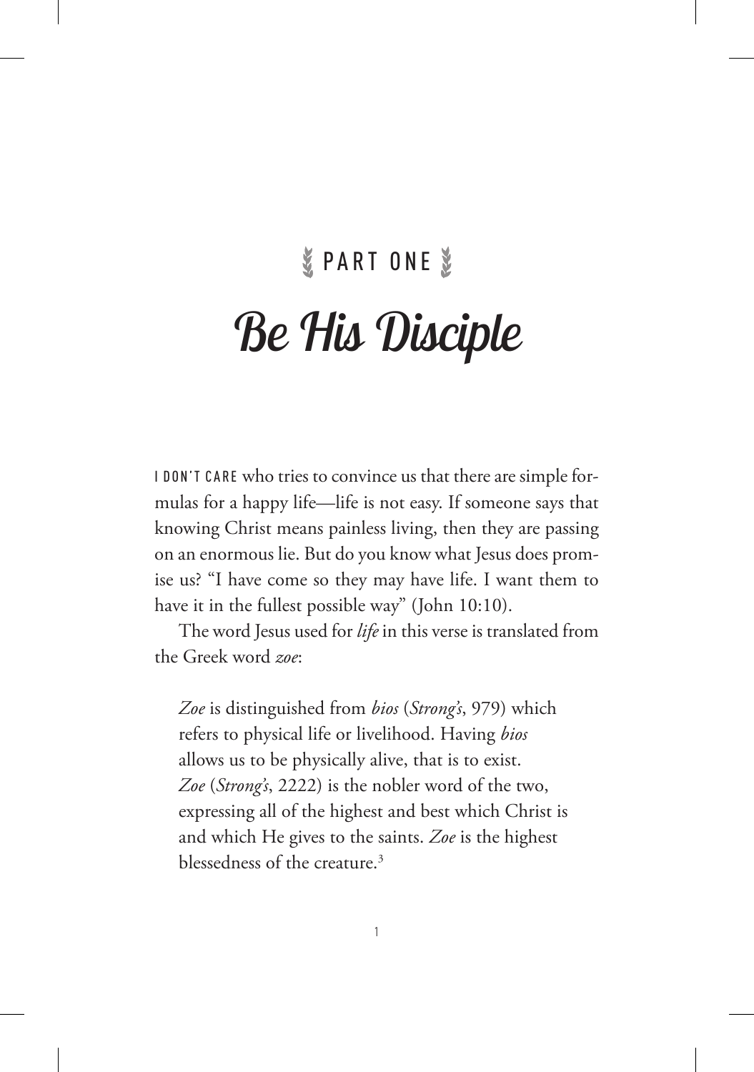# PART ONE

# Be His Disciple

I DON'T CARE who tries to convince us that there are simple formulas for a happy life—life is not easy. If someone says that knowing Christ means painless living, then they are passing on an enormous lie. But do you know what Jesus does promise us? "I have come so they may have life. I want them to have it in the fullest possible way" (John 10:10).

The word Jesus used for *life* in this verse is translated from the Greek word *zoe*:

> *Zoe* is distinguished from *bios* (*Strong's*, 979) which refers to physical life or livelihood. Having *bios* allows us to be physically alive, that is to exist. *Zoe* (*Strong's*, 2222) is the nobler word of the two, expressing all of the highest and best which Christ is and which He gives to the saints. *Zoe* is the highest blessedness of the creature.[3]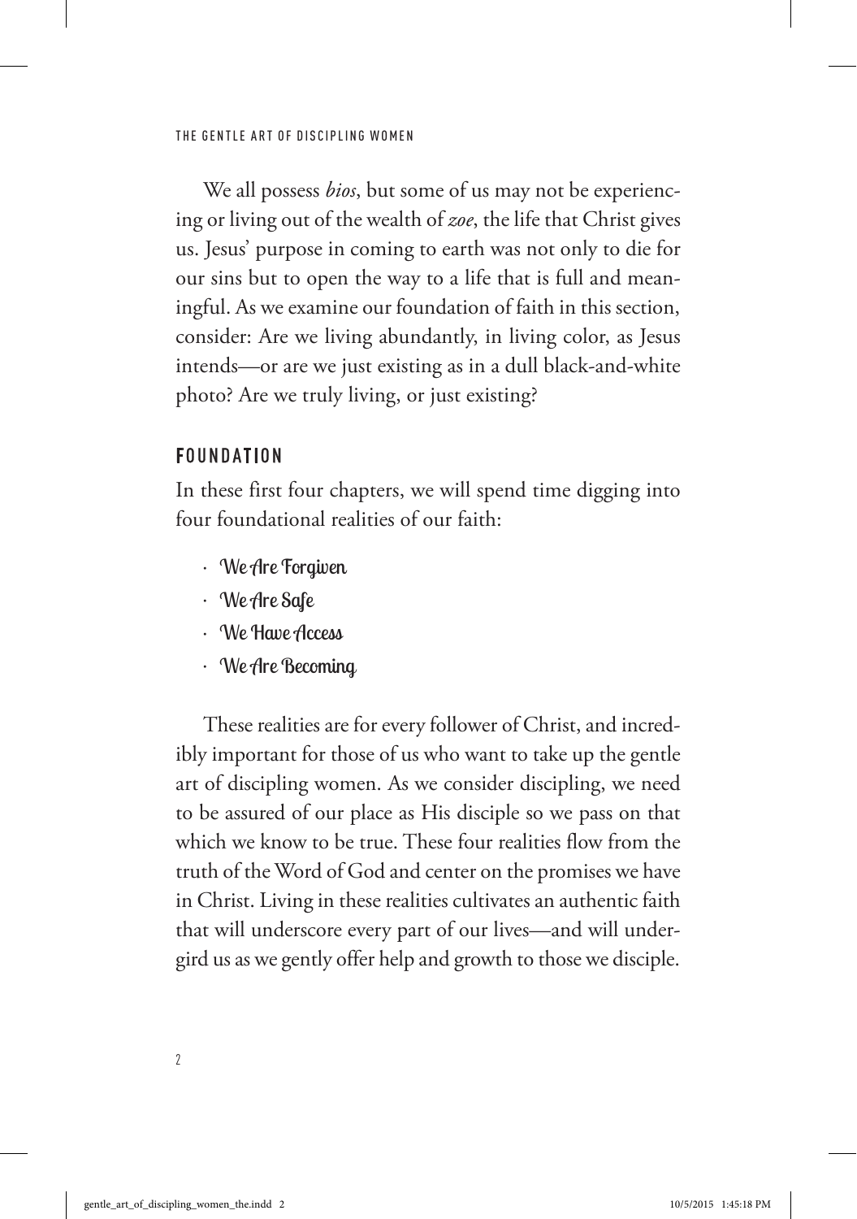We all possess *bios*, but some of us may not be experiencing or living out of the wealth of *zoe*, the life that Christ gives us. Jesus' purpose in coming to earth was not only to die for our sins but to open the way to a life that is full and meaningful. As we examine our foundation of faith in this section, consider: Are we living abundantly, in living color, as Jesus intends—or are we just existing as in a dull black-and-white photo? Are we truly living, or just existing?

## FOUNDATION

In these first four chapters, we will spend time digging into four foundational realities of our faith:

- We Are Forgiven
- We Are Safe
- We Have Access
- We Are Becoming

These realities are for every follower of Christ, and incredibly important for those of us who want to take up the gentle art of discipling women. As we consider discipling, we need to be assured of our place as His disciple so we pass on that which we know to be true. These four realities flow from the truth of the Word of God and center on the promises we have in Christ. Living in these realities cultivates an authentic faith that will underscore every part of our lives—and will undergird us as we gently offer help and growth to those we disciple.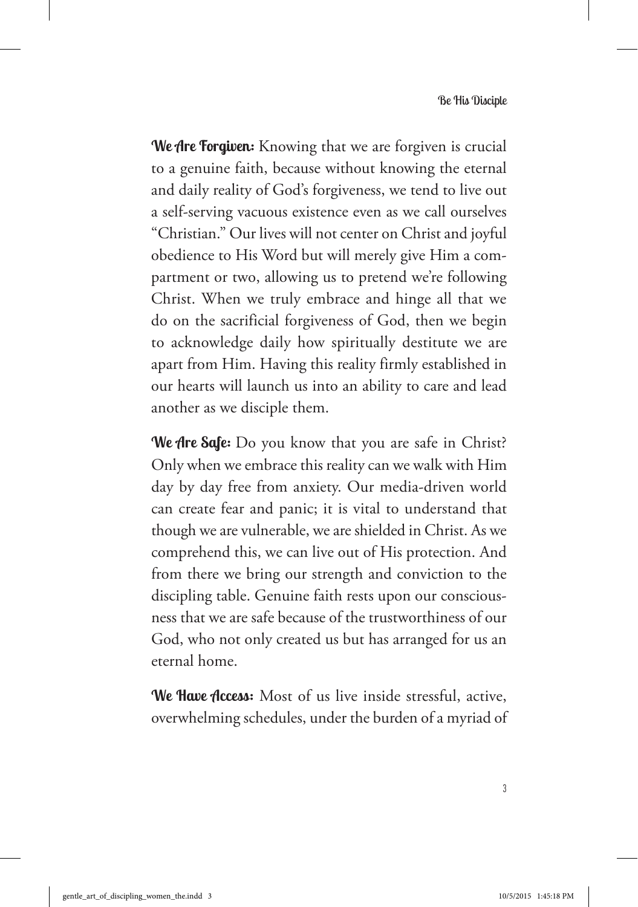**We Are Forgiven:** Knowing that we are forgiven is crucial to a genuine faith, because without knowing the eternal and daily reality of God's forgiveness, we tend to live out a self-serving vacuous existence even as we call ourselves "Christian." Our lives will not center on Christ and joyful obedience to His Word but will merely give Him a compartment or two, allowing us to pretend we're following Christ. When we truly embrace and hinge all that we do on the sacrificial forgiveness of God, then we begin to acknowledge daily how spiritually destitute we are apart from Him. Having this reality firmly established in our hearts will launch us into an ability to care and lead another as we disciple them.

**We Are Safe:** Do you know that you are safe in Christ? Only when we embrace this reality can we walk with Him day by day free from anxiety. Our media-driven world can create fear and panic; it is vital to understand that though we are vulnerable, we are shielded in Christ. As we comprehend this, we can live out of His protection. And from there we bring our strength and conviction to the discipling table. Genuine faith rests upon our consciousness that we are safe because of the trustworthiness of our God, who not only created us but has arranged for us an eternal home.

**We Have Access:** Most of us live inside stressful, active, overwhelming schedules, under the burden of a myriad of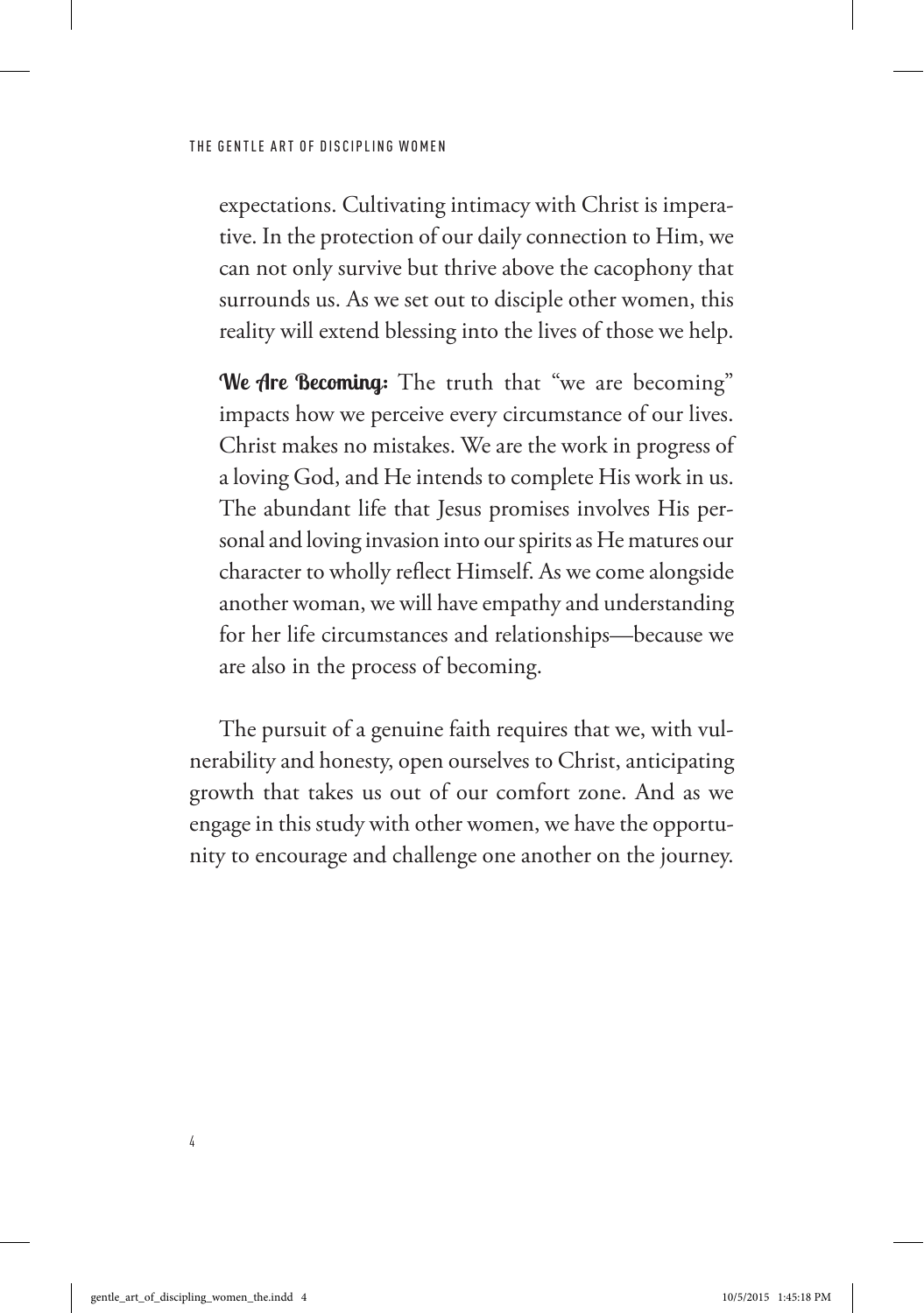expectations. Cultivating intimacy with Christ is imperative. In the protection of our daily connection to Him, we can not only survive but thrive above the cacophony that surrounds us. As we set out to disciple other women, this reality will extend blessing into the lives of those we help.

**We Are Becoming:** The truth that "we are becoming" impacts how we perceive every circumstance of our lives. Christ makes no mistakes. We are the work in progress of a loving God, and He intends to complete His work in us. The abundant life that Jesus promises involves His personal and loving invasion into our spirits as He matures our character to wholly reflect Himself. As we come alongside another woman, we will have empathy and understanding for her life circumstances and relationships—because we are also in the process of becoming.

The pursuit of a genuine faith requires that we, with vulnerability and honesty, open ourselves to Christ, anticipating growth that takes us out of our comfort zone. And as we engage in this study with other women, we have the opportunity to encourage and challenge one another on the journey.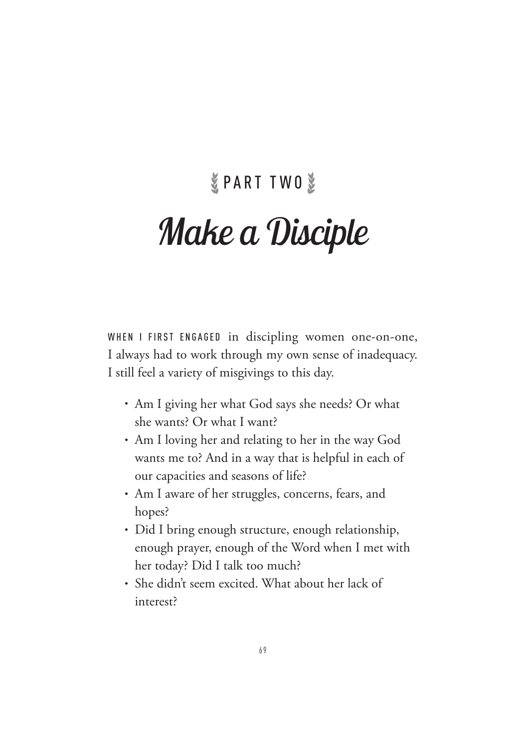PART TWO

# Make a Disciple

WHEN I FIRST ENGAGED in discipling women one-on-one, I always had to work through my own sense of inadequacy. I still feel a variety of misgivings to this day.

- Am I giving her what God says she needs? Or what she wants? Or what I want?
- Am I loving her and relating to her in the way God wants me to? And in a way that is helpful in each of our capacities and seasons of life?
- Am I aware of her struggles, concerns, fears, and hopes?
- Did I bring enough structure, enough relationship, enough prayer, enough of the Word when I met with her today? Did I talk too much?
- She didn't seem excited. What about her lack of interest?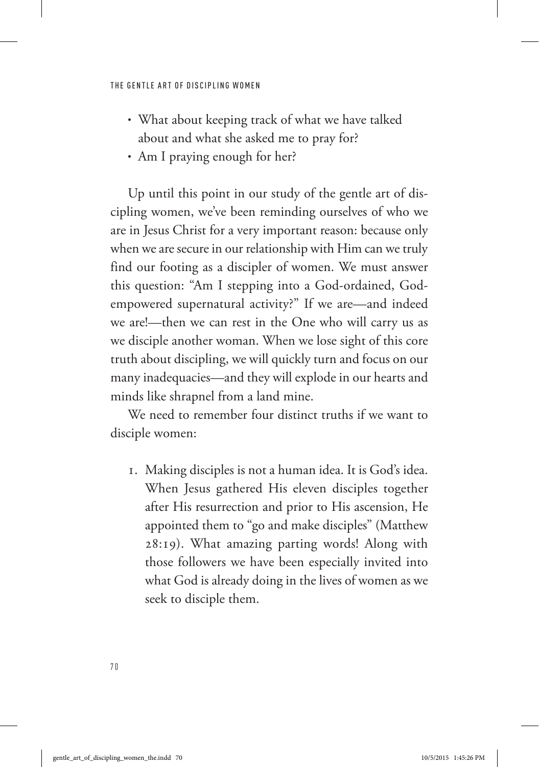- What about keeping track of what we have talked about and what she asked me to pray for?
- Am I praying enough for her?

Up until this point in our study of the gentle art of discipling women, we've been reminding ourselves of who we are in Jesus Christ for a very important reason: because only when we are secure in our relationship with Him can we truly find our footing as a discipler of women. We must answer this question: "Am I stepping into a God-ordained, God-empowered supernatural activity?" If we are—and indeed we are!—then we can rest in the One who will carry us as we disciple another woman. When we lose sight of this core truth about discipling, we will quickly turn and focus on our many inadequacies—and they will explode in our hearts and minds like shrapnel from a land mine.

We need to remember four distinct truths if we want to disciple women:

1. Making disciples is not a human idea. It is God's idea. When Jesus gathered His eleven disciples together after His resurrection and prior to His ascension, He appointed them to "go and make disciples" (Matthew 28:19). What amazing parting words! Along with those followers we have been especially invited into what God is already doing in the lives of women as we seek to disciple them.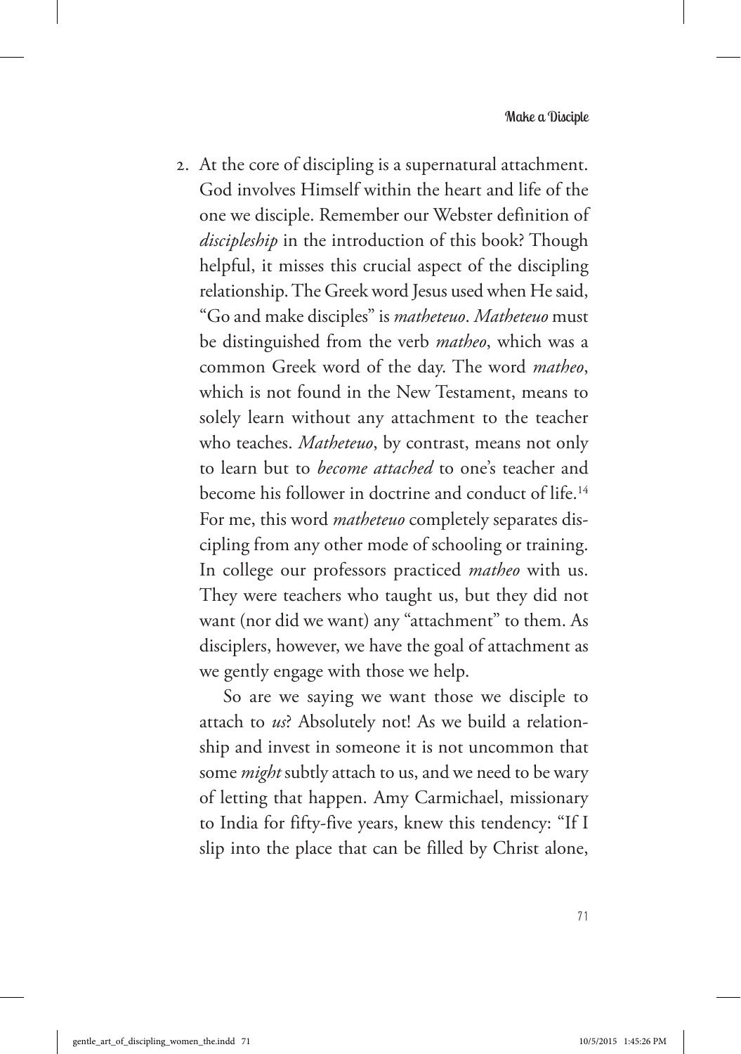2. At the core of discipling is a supernatural attachment. God involves Himself within the heart and life of the one we disciple. Remember our Webster definition of *discipleship* in the introduction of this book? Though helpful, it misses this crucial aspect of the discipling relationship. The Greek word Jesus used when He said, "Go and make disciples" is *matheteuo*. *Matheteuo* must be distinguished from the verb *matheo*, which was a common Greek word of the day. The word *matheo*, which is not found in the New Testament, means to solely learn without any attachment to the teacher who teaches. *Matheteuo*, by contrast, means not only to learn but to *become attached* to one's teacher and become his follower in doctrine and conduct of life.[14] For me, this word *matheteuo* completely separates discipling from any other mode of schooling or training. In college our professors practiced *matheo* with us. They were teachers who taught us, but they did not want (nor did we want) any "attachment" to them. As disciplers, however, we have the goal of attachment as we gently engage with those we help.

   So are we saying we want those we disciple to attach to *us*? Absolutely not! As we build a relationship and invest in someone it is not uncommon that some *might* subtly attach to us, and we need to be wary of letting that happen. Amy Carmichael, missionary to India for fifty-five years, knew this tendency: "If I slip into the place that can be filled by Christ alone,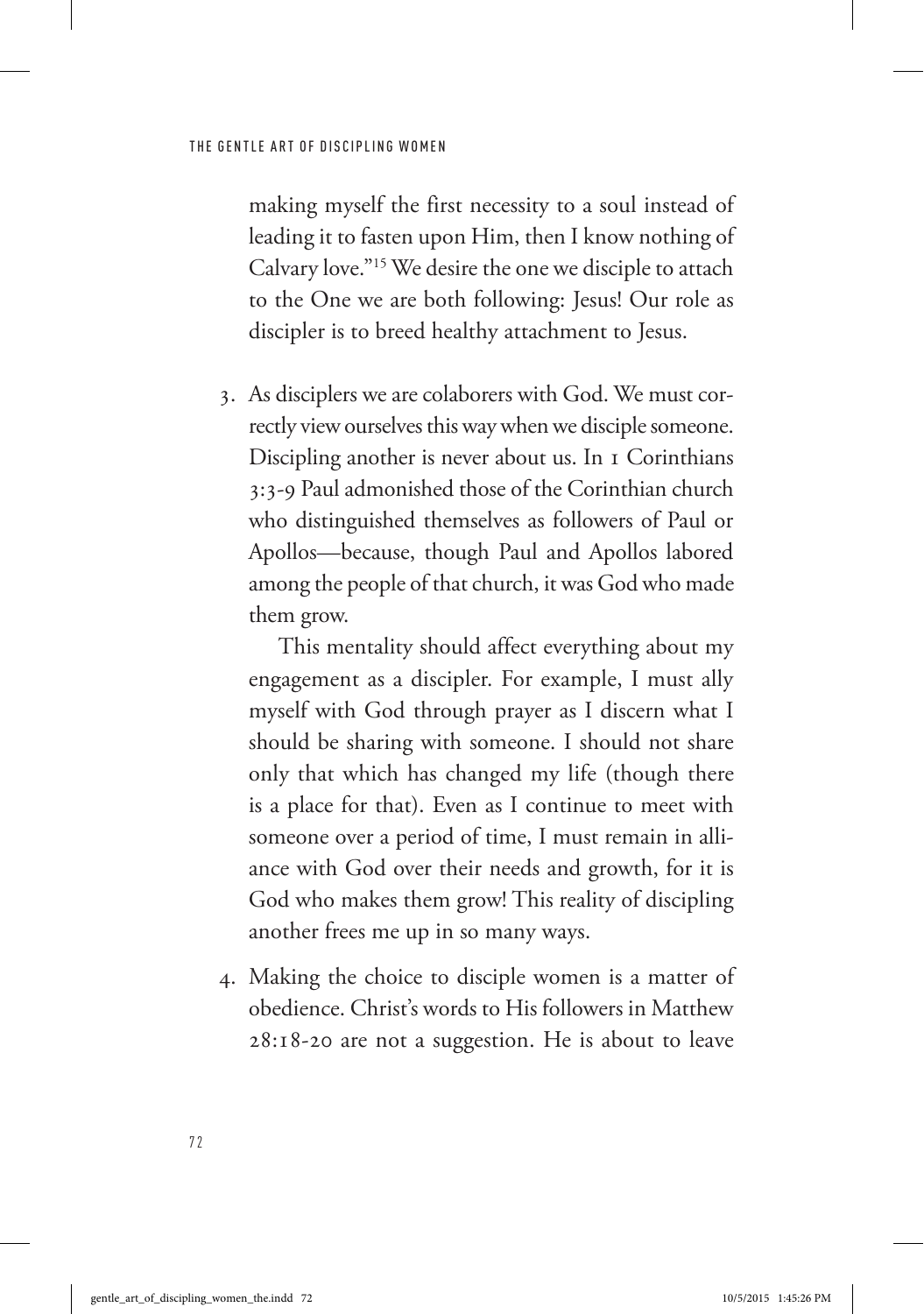making myself the first necessity to a soul instead of leading it to fasten upon Him, then I know nothing of Calvary love."[15] We desire the one we disciple to attach to the One we are both following: Jesus! Our role as discipler is to breed healthy attachment to Jesus.

3. As disciplers we are colaborers with God. We must correctly view ourselves this way when we disciple someone. Discipling another is never about us. In 1 Corinthians 3:3-9 Paul admonished those of the Corinthian church who distinguished themselves as followers of Paul or Apollos—because, though Paul and Apollos labored among the people of that church, it was God who made them grow.

   This mentality should affect everything about my engagement as a discipler. For example, I must ally myself with God through prayer as I discern what I should be sharing with someone. I should not share only that which has changed my life (though there is a place for that). Even as I continue to meet with someone over a period of time, I must remain in alliance with God over their needs and growth, for it is God who makes them grow! This reality of discipling another frees me up in so many ways.

4. Making the choice to disciple women is a matter of obedience. Christ's words to His followers in Matthew 28:18-20 are not a suggestion. He is about to leave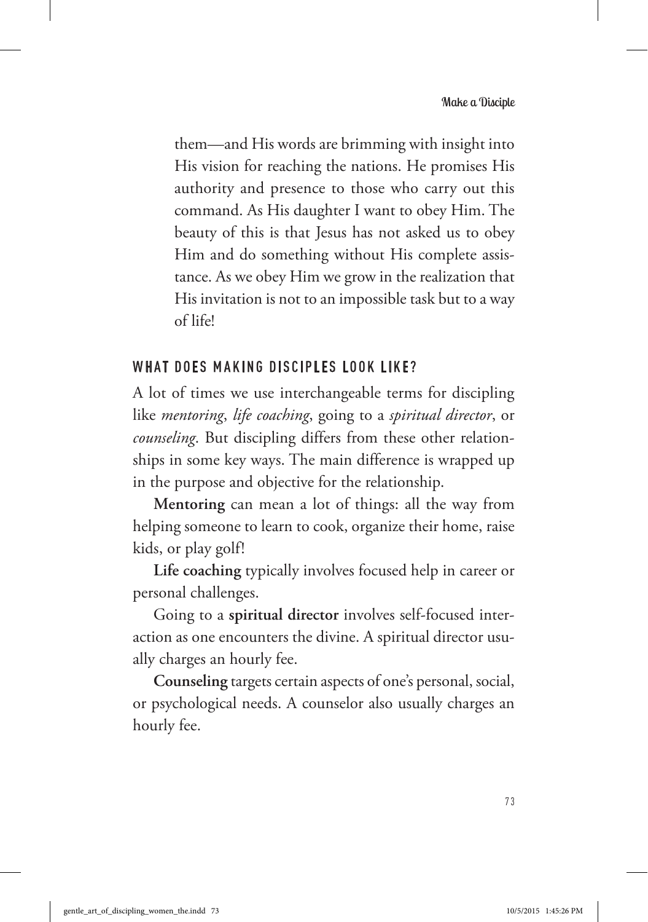them—and His words are brimming with insight into His vision for reaching the nations. He promises His authority and presence to those who carry out this command. As His daughter I want to obey Him. The beauty of this is that Jesus has not asked us to obey Him and do something without His complete assistance. As we obey Him we grow in the realization that His invitation is not to an impossible task but to a way of life!

## WHAT DOES MAKING DISCIPLES LOOK LIKE?

A lot of times we use interchangeable terms for discipling like *mentoring*, *life coaching*, going to a *spiritual director*, or *counseling*. But discipling differs from these other relationships in some key ways. The main difference is wrapped up in the purpose and objective for the relationship.

**Mentoring** can mean a lot of things: all the way from helping someone to learn to cook, organize their home, raise kids, or play golf!

**Life coaching** typically involves focused help in career or personal challenges.

Going to a **spiritual director** involves self-focused interaction as one encounters the divine. A spiritual director usually charges an hourly fee.

**Counseling** targets certain aspects of one's personal, social, or psychological needs. A counselor also usually charges an hourly fee.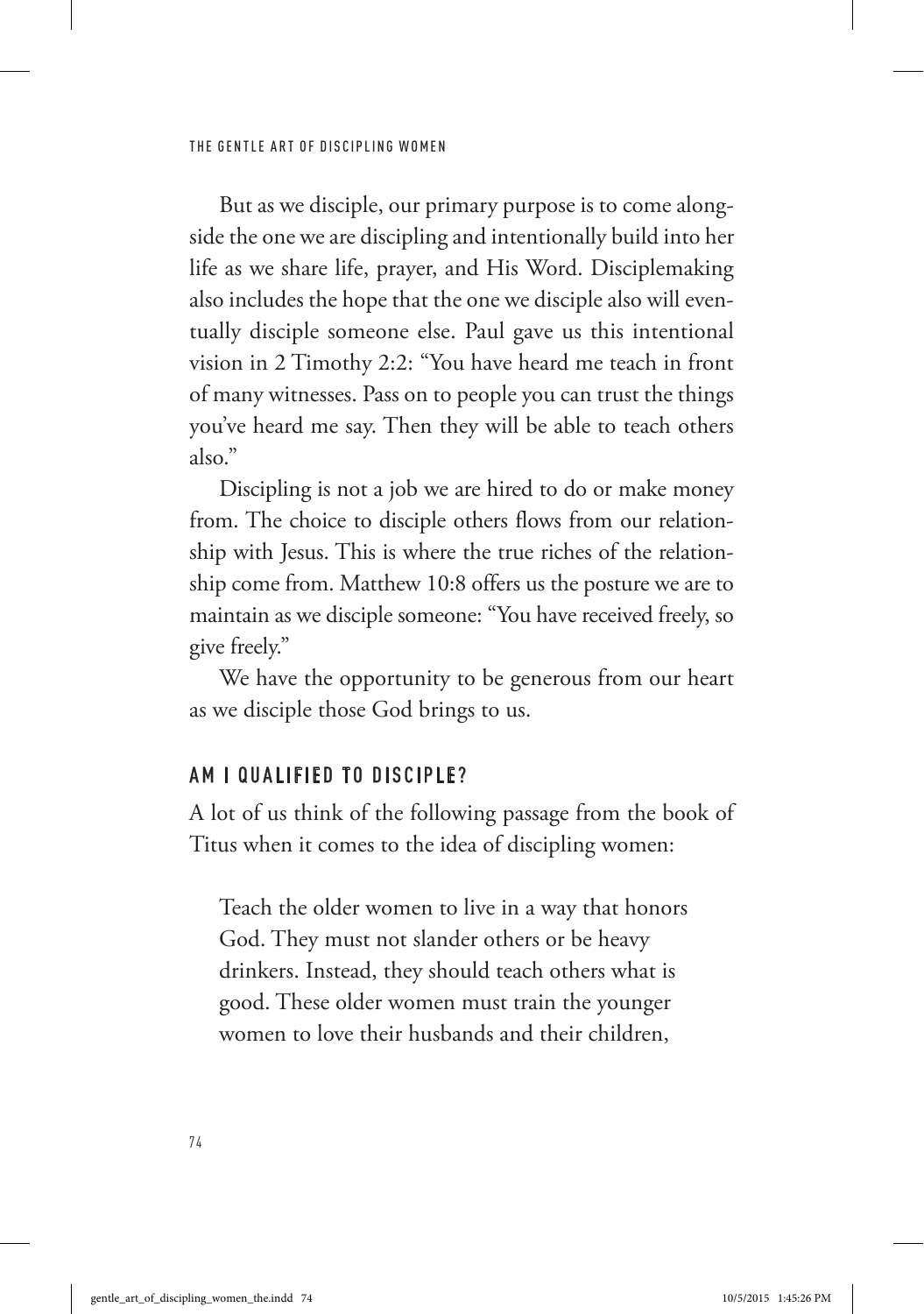But as we disciple, our primary purpose is to come alongside the one we are discipling and intentionally build into her life as we share life, prayer, and His Word. Disciplemaking also includes the hope that the one we disciple also will eventually disciple someone else. Paul gave us this intentional vision in 2 Timothy 2:2: "You have heard me teach in front of many witnesses. Pass on to people you can trust the things you've heard me say. Then they will be able to teach others also."

Discipling is not a job we are hired to do or make money from. The choice to disciple others flows from our relationship with Jesus. This is where the true riches of the relationship come from. Matthew 10:8 offers us the posture we are to maintain as we disciple someone: "You have received freely, so give freely."

We have the opportunity to be generous from our heart as we disciple those God brings to us.

## AM I QUALIFIED TO DISCIPLE?

A lot of us think of the following passage from the book of Titus when it comes to the idea of discipling women:

> Teach the older women to live in a way that honors God. They must not slander others or be heavy drinkers. Instead, they should teach others what is good. These older women must train the younger women to love their husbands and their children,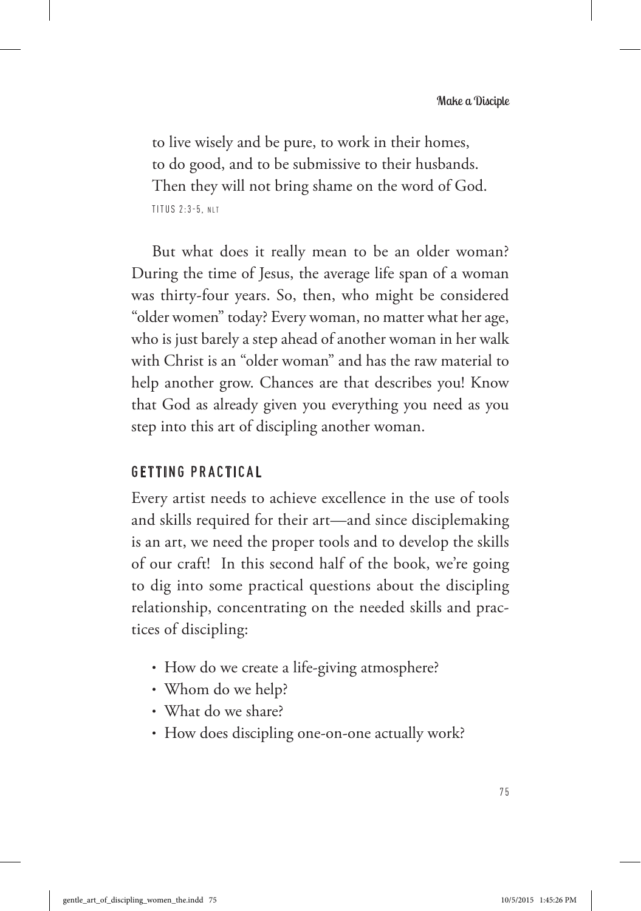to live wisely and be pure, to work in their homes,  
to do good, and to be submissive to their husbands.  
Then they will not bring shame on the word of God.  
TITUS 2:3-5, NLT

But what does it really mean to be an older woman? During the time of Jesus, the average life span of a woman was thirty-four years. So, then, who might be considered "older women" today? Every woman, no matter what her age, who is just barely a step ahead of another woman in her walk with Christ is an "older woman" and has the raw material to help another grow. Chances are that describes you! Know that God as already given you everything you need as you step into this art of discipling another woman.

## GETTING PRACTICAL

Every artist needs to achieve excellence in the use of tools and skills required for their art—and since disciplemaking is an art, we need the proper tools and to develop the skills of our craft! In this second half of the book, we're going to dig into some practical questions about the discipling relationship, concentrating on the needed skills and practices of discipling:

- How do we create a life-giving atmosphere?
- Whom do we help?
- What do we share?
- How does discipling one-on-one actually work?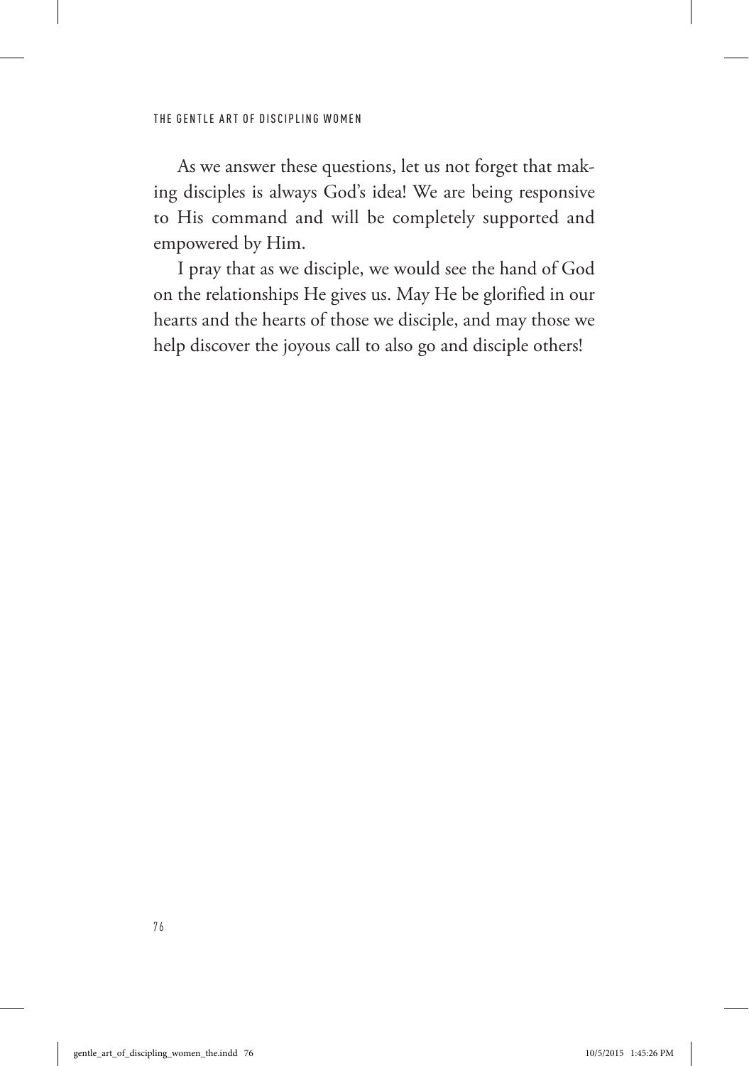As we answer these questions, let us not forget that making disciples is always God's idea! We are being responsive to His command and will be completely supported and empowered by Him.

I pray that as we disciple, we would see the hand of God on the relationships He gives us. May He be glorified in our hearts and the hearts of those we disciple, and may those we help discover the joyous call to also go and disciple others!